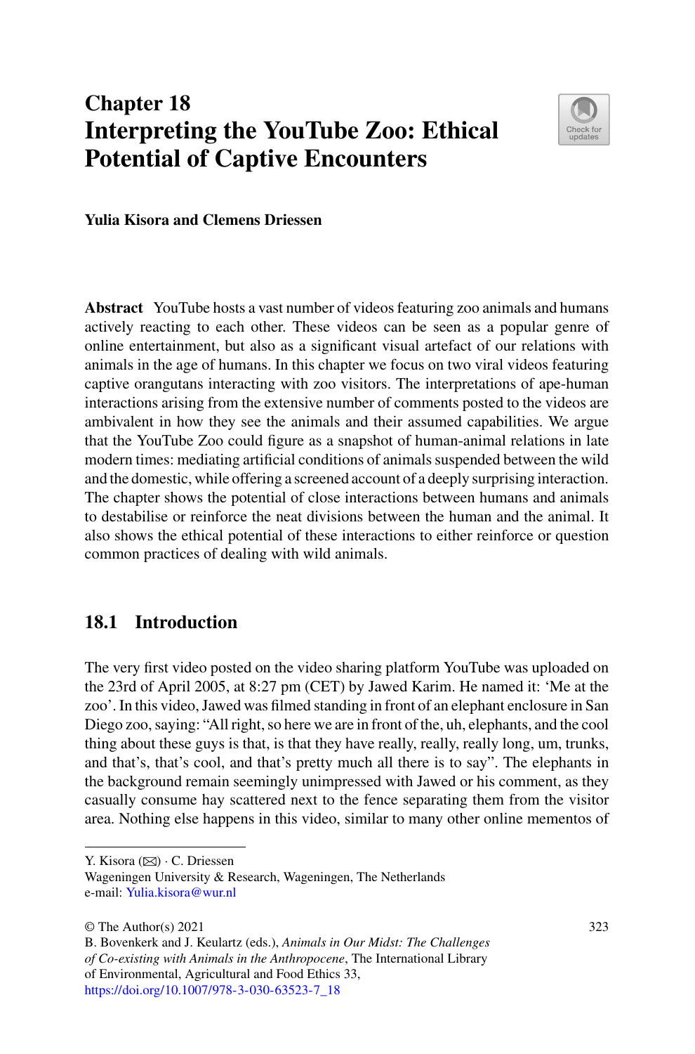# Chapter 18
# Interpreting the YouTube Zoo: Ethical Potential of Captive Encounters

**Yulia Kisora and Clemens Driessen**

**Abstract** YouTube hosts a vast number of videos featuring zoo animals and humans actively reacting to each other. These videos can be seen as a popular genre of online entertainment, but also as a significant visual artefact of our relations with animals in the age of humans. In this chapter we focus on two viral videos featuring captive orangutans interacting with zoo visitors. The interpretations of ape-human interactions arising from the extensive number of comments posted to the videos are ambivalent in how they see the animals and their assumed capabilities. We argue that the YouTube Zoo could figure as a snapshot of human-animal relations in late modern times: mediating artificial conditions of animals suspended between the wild and the domestic, while offering a screened account of a deeply surprising interaction. The chapter shows the potential of close interactions between humans and animals to destabilise or reinforce the neat divisions between the human and the animal. It also shows the ethical potential of these interactions to either reinforce or question common practices of dealing with wild animals.

## 18.1 Introduction

The very first video posted on the video sharing platform YouTube was uploaded on the 23rd of April 2005, at 8:27 pm (CET) by Jawed Karim. He named it: 'Me at the zoo'. In this video, Jawed was filmed standing in front of an elephant enclosure in San Diego zoo, saying: "All right, so here we are in front of the, uh, elephants, and the cool thing about these guys is that, is that they have really, really, really long, um, trunks, and that's, that's cool, and that's pretty much all there is to say". The elephants in the background remain seemingly unimpressed with Jawed or his comment, as they casually consume hay scattered next to the fence separating them from the visitor area. Nothing else happens in this video, similar to many other online mementos of

---

Y. Kisora (✉) · C. Driessen
Wageningen University & Research, Wageningen, The Netherlands
e-mail: Yulia.kisora@wur.nl

© The Author(s) 2021
B. Bovenkerk and J. Keulartz (eds.), *Animals in Our Midst: The Challenges of Co-existing with Animals in the Anthropocene*, The International Library of Environmental, Agricultural and Food Ethics 33,
https://doi.org/10.1007/978-3-030-63523-7_18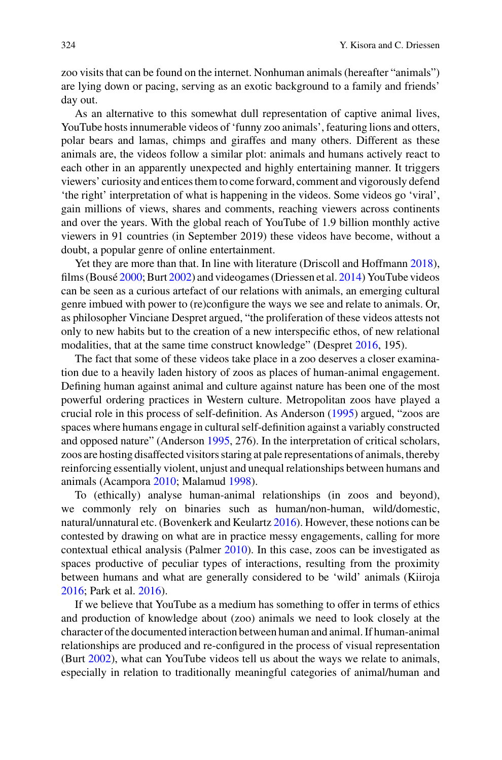zoo visits that can be found on the internet. Nonhuman animals (hereafter "animals") are lying down or pacing, serving as an exotic background to a family and friends' day out.

As an alternative to this somewhat dull representation of captive animal lives, YouTube hosts innumerable videos of 'funny zoo animals', featuring lions and otters, polar bears and lamas, chimps and giraffes and many others. Different as these animals are, the videos follow a similar plot: animals and humans actively react to each other in an apparently unexpected and highly entertaining manner. It triggers viewers' curiosity and entices them to come forward, comment and vigorously defend 'the right' interpretation of what is happening in the videos. Some videos go 'viral', gain millions of views, shares and comments, reaching viewers across continents and over the years. With the global reach of YouTube of 1.9 billion monthly active viewers in 91 countries (in September 2019) these videos have become, without a doubt, a popular genre of online entertainment.

Yet they are more than that. In line with literature (Driscoll and Hoffmann 2018), films (Bousé 2000; Burt 2002) and videogames (Driessen et al. 2014) YouTube videos can be seen as a curious artefact of our relations with animals, an emerging cultural genre imbued with power to (re)configure the ways we see and relate to animals. Or, as philosopher Vinciane Despret argued, "the proliferation of these videos attests not only to new habits but to the creation of a new interspecific ethos, of new relational modalities, that at the same time construct knowledge" (Despret 2016, 195).

The fact that some of these videos take place in a zoo deserves a closer examination due to a heavily laden history of zoos as places of human-animal engagement. Defining human against animal and culture against nature has been one of the most powerful ordering practices in Western culture. Metropolitan zoos have played a crucial role in this process of self-definition. As Anderson (1995) argued, "zoos are spaces where humans engage in cultural self-definition against a variably constructed and opposed nature" (Anderson 1995, 276). In the interpretation of critical scholars, zoos are hosting disaffected visitors staring at pale representations of animals, thereby reinforcing essentially violent, unjust and unequal relationships between humans and animals (Acampora 2010; Malamud 1998).

To (ethically) analyse human-animal relationships (in zoos and beyond), we commonly rely on binaries such as human/non-human, wild/domestic, natural/unnatural etc. (Bovenkerk and Keulartz 2016). However, these notions can be contested by drawing on what are in practice messy engagements, calling for more contextual ethical analysis (Palmer 2010). In this case, zoos can be investigated as spaces productive of peculiar types of interactions, resulting from the proximity between humans and what are generally considered to be 'wild' animals (Kiiroja 2016; Park et al. 2016).

If we believe that YouTube as a medium has something to offer in terms of ethics and production of knowledge about (zoo) animals we need to look closely at the character of the documented interaction between human and animal. If human-animal relationships are produced and re-configured in the process of visual representation (Burt 2002), what can YouTube videos tell us about the ways we relate to animals, especially in relation to traditionally meaningful categories of animal/human and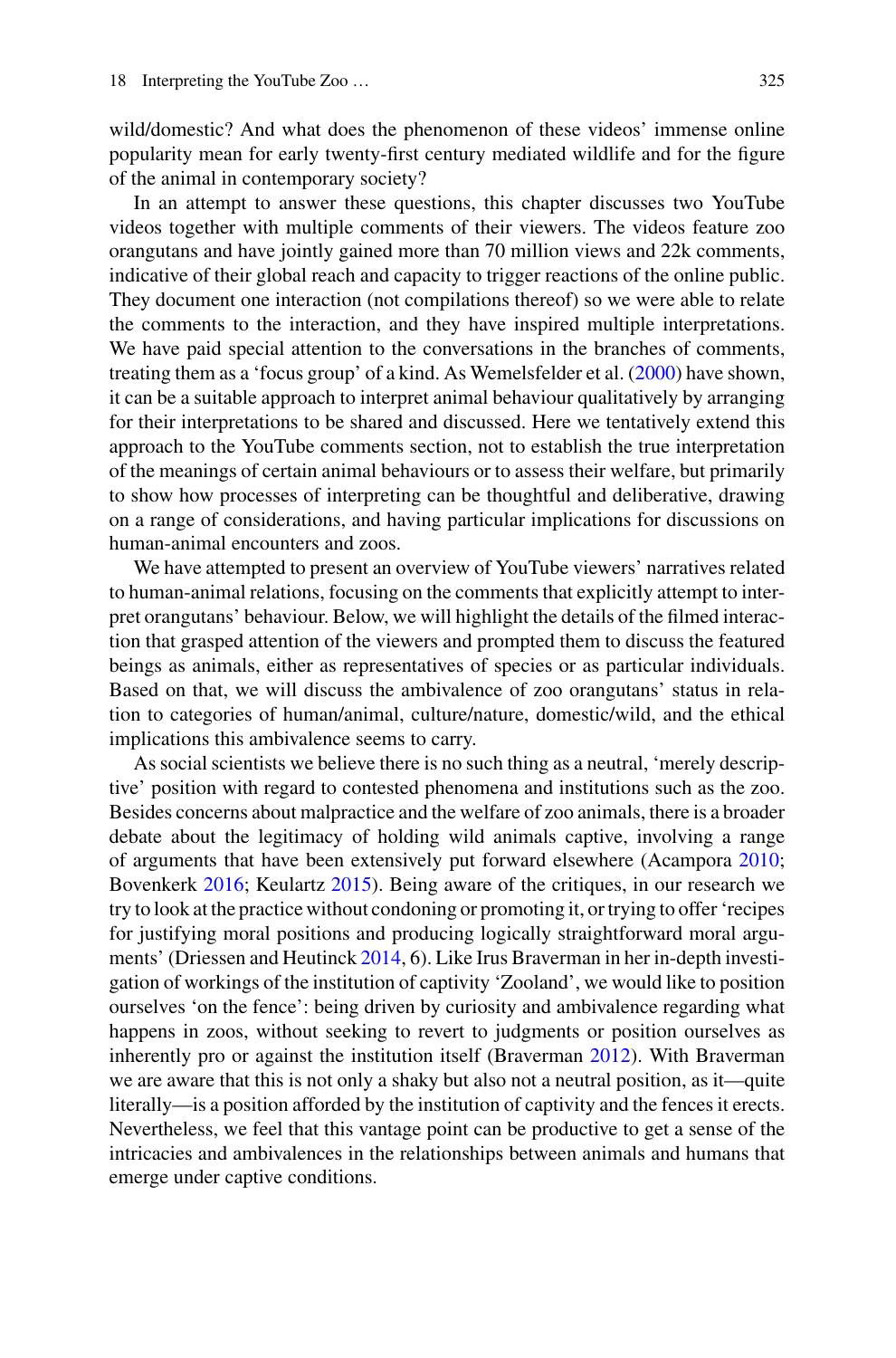wild/domestic? And what does the phenomenon of these videos' immense online popularity mean for early twenty-first century mediated wildlife and for the figure of the animal in contemporary society?

In an attempt to answer these questions, this chapter discusses two YouTube videos together with multiple comments of their viewers. The videos feature zoo orangutans and have jointly gained more than 70 million views and 22k comments, indicative of their global reach and capacity to trigger reactions of the online public. They document one interaction (not compilations thereof) so we were able to relate the comments to the interaction, and they have inspired multiple interpretations. We have paid special attention to the conversations in the branches of comments, treating them as a 'focus group' of a kind. As Wemelsfelder et al. (2000) have shown, it can be a suitable approach to interpret animal behaviour qualitatively by arranging for their interpretations to be shared and discussed. Here we tentatively extend this approach to the YouTube comments section, not to establish the true interpretation of the meanings of certain animal behaviours or to assess their welfare, but primarily to show how processes of interpreting can be thoughtful and deliberative, drawing on a range of considerations, and having particular implications for discussions on human-animal encounters and zoos.

We have attempted to present an overview of YouTube viewers' narratives related to human-animal relations, focusing on the comments that explicitly attempt to interpret orangutans' behaviour. Below, we will highlight the details of the filmed interaction that grasped attention of the viewers and prompted them to discuss the featured beings as animals, either as representatives of species or as particular individuals. Based on that, we will discuss the ambivalence of zoo orangutans' status in relation to categories of human/animal, culture/nature, domestic/wild, and the ethical implications this ambivalence seems to carry.

As social scientists we believe there is no such thing as a neutral, 'merely descriptive' position with regard to contested phenomena and institutions such as the zoo. Besides concerns about malpractice and the welfare of zoo animals, there is a broader debate about the legitimacy of holding wild animals captive, involving a range of arguments that have been extensively put forward elsewhere (Acampora 2010; Bovenkerk 2016; Keulartz 2015). Being aware of the critiques, in our research we try to look at the practice without condoning or promoting it, or trying to offer 'recipes for justifying moral positions and producing logically straightforward moral arguments' (Driessen and Heutinck 2014, 6). Like Irus Braverman in her in-depth investigation of workings of the institution of captivity 'Zooland', we would like to position ourselves 'on the fence': being driven by curiosity and ambivalence regarding what happens in zoos, without seeking to revert to judgments or position ourselves as inherently pro or against the institution itself (Braverman 2012). With Braverman we are aware that this is not only a shaky but also not a neutral position, as it—quite literally—is a position afforded by the institution of captivity and the fences it erects. Nevertheless, we feel that this vantage point can be productive to get a sense of the intricacies and ambivalences in the relationships between animals and humans that emerge under captive conditions.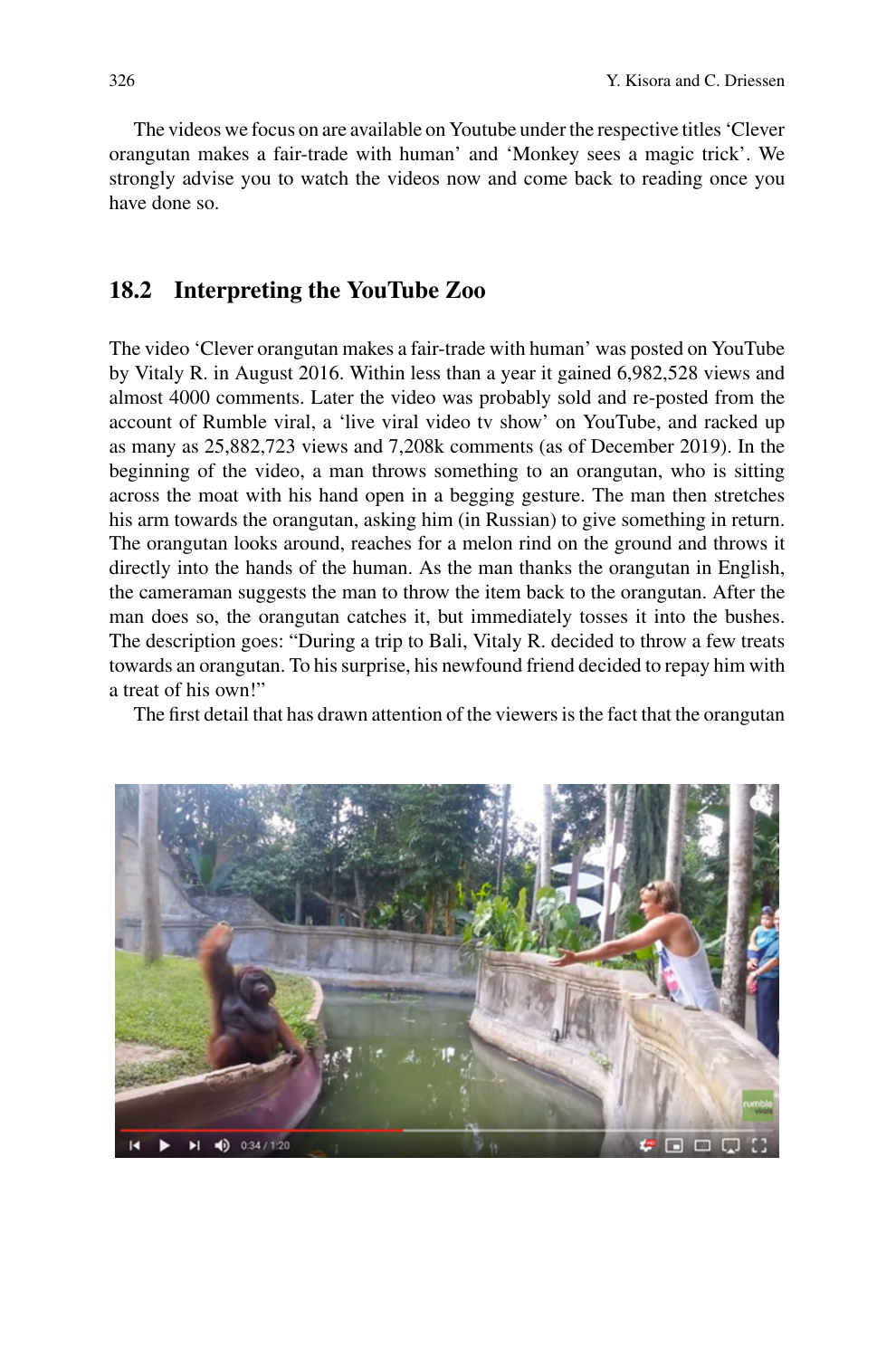The videos we focus on are available on Youtube under the respective titles 'Clever orangutan makes a fair-trade with human' and 'Monkey sees a magic trick'. We strongly advise you to watch the videos now and come back to reading once you have done so.

## 18.2 Interpreting the YouTube Zoo

The video 'Clever orangutan makes a fair-trade with human' was posted on YouTube by Vitaly R. in August 2016. Within less than a year it gained 6,982,528 views and almost 4000 comments. Later the video was probably sold and re-posted from the account of Rumble viral, a 'live viral video tv show' on YouTube, and racked up as many as 25,882,723 views and 7,208k comments (as of December 2019). In the beginning of the video, a man throws something to an orangutan, who is sitting across the moat with his hand open in a begging gesture. The man then stretches his arm towards the orangutan, asking him (in Russian) to give something in return. The orangutan looks around, reaches for a melon rind on the ground and throws it directly into the hands of the human. As the man thanks the orangutan in English, the cameraman suggests the man to throw the item back to the orangutan. After the man does so, the orangutan catches it, but immediately tosses it into the bushes. The description goes: "During a trip to Bali, Vitaly R. decided to throw a few treats towards an orangutan. To his surprise, his newfound friend decided to repay him with a treat of his own!"

The first detail that has drawn attention of the viewers is the fact that the orangutan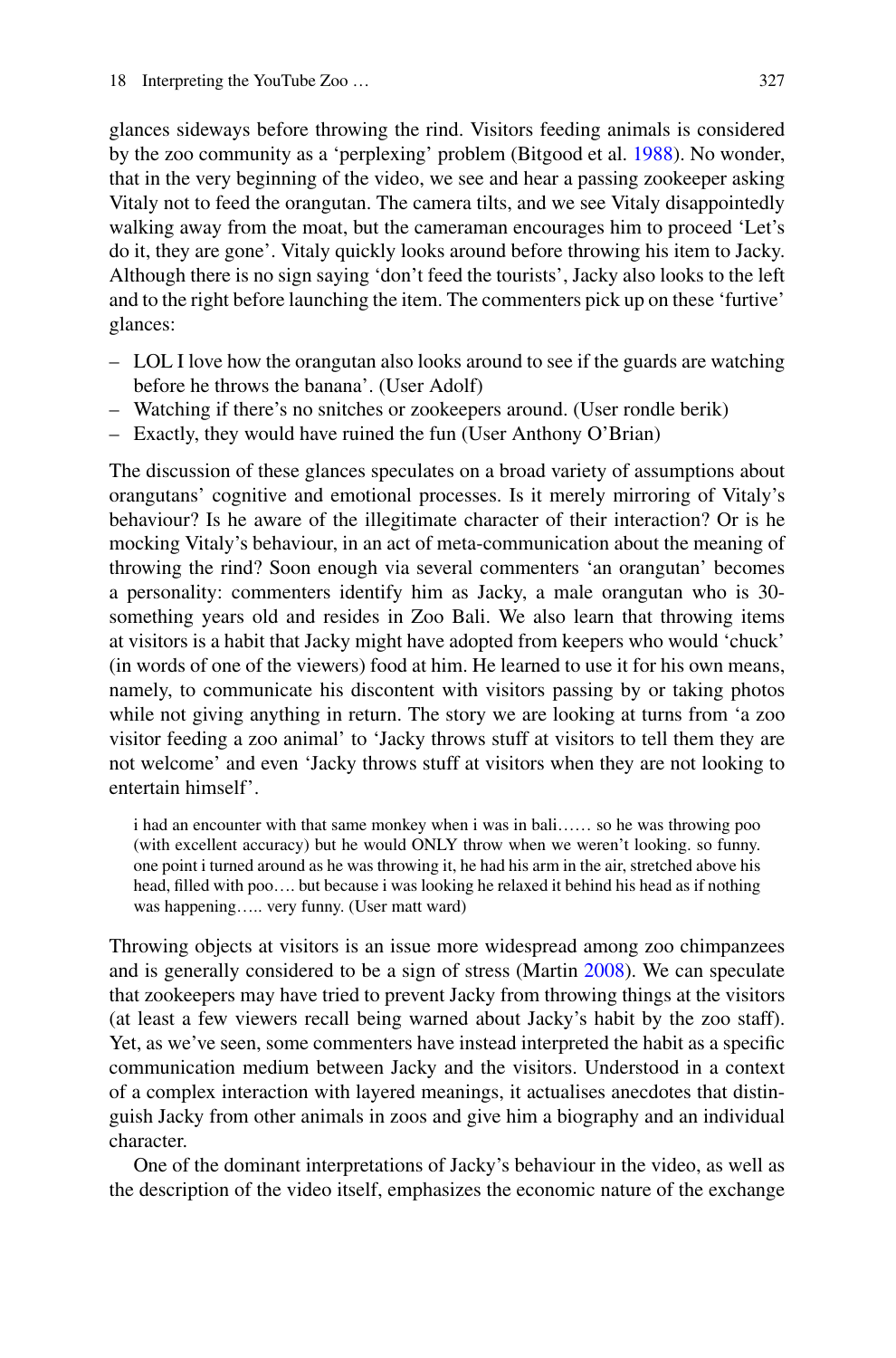glances sideways before throwing the rind. Visitors feeding animals is considered by the zoo community as a 'perplexing' problem (Bitgood et al. 1988). No wonder, that in the very beginning of the video, we see and hear a passing zookeeper asking Vitaly not to feed the orangutan. The camera tilts, and we see Vitaly disappointedly walking away from the moat, but the cameraman encourages him to proceed 'Let's do it, they are gone'. Vitaly quickly looks around before throwing his item to Jacky. Although there is no sign saying 'don't feed the tourists', Jacky also looks to the left and to the right before launching the item. The commenters pick up on these 'furtive' glances:

– LOL I love how the orangutan also looks around to see if the guards are watching before he throws the banana'. (User Adolf)
– Watching if there's no snitches or zookeepers around. (User rondle berik)
– Exactly, they would have ruined the fun (User Anthony O'Brian)

The discussion of these glances speculates on a broad variety of assumptions about orangutans' cognitive and emotional processes. Is it merely mirroring of Vitaly's behaviour? Is he aware of the illegitimate character of their interaction? Or is he mocking Vitaly's behaviour, in an act of meta-communication about the meaning of throwing the rind? Soon enough via several commenters 'an orangutan' becomes a personality: commenters identify him as Jacky, a male orangutan who is 30-something years old and resides in Zoo Bali. We also learn that throwing items at visitors is a habit that Jacky might have adopted from keepers who would 'chuck' (in words of one of the viewers) food at him. He learned to use it for his own means, namely, to communicate his discontent with visitors passing by or taking photos while not giving anything in return. The story we are looking at turns from 'a zoo visitor feeding a zoo animal' to 'Jacky throws stuff at visitors to tell them they are not welcome' and even 'Jacky throws stuff at visitors when they are not looking to entertain himself'.

> i had an encounter with that same monkey when i was in bali…… so he was throwing poo (with excellent accuracy) but he would ONLY throw when we weren't looking. so funny. one point i turned around as he was throwing it, he had his arm in the air, stretched above his head, filled with poo…. but because i was looking he relaxed it behind his head as if nothing was happening….. very funny. (User matt ward)

Throwing objects at visitors is an issue more widespread among zoo chimpanzees and is generally considered to be a sign of stress (Martin 2008). We can speculate that zookeepers may have tried to prevent Jacky from throwing things at the visitors (at least a few viewers recall being warned about Jacky's habit by the zoo staff). Yet, as we've seen, some commenters have instead interpreted the habit as a specific communication medium between Jacky and the visitors. Understood in a context of a complex interaction with layered meanings, it actualises anecdotes that distinguish Jacky from other animals in zoos and give him a biography and an individual character.

One of the dominant interpretations of Jacky's behaviour in the video, as well as the description of the video itself, emphasizes the economic nature of the exchange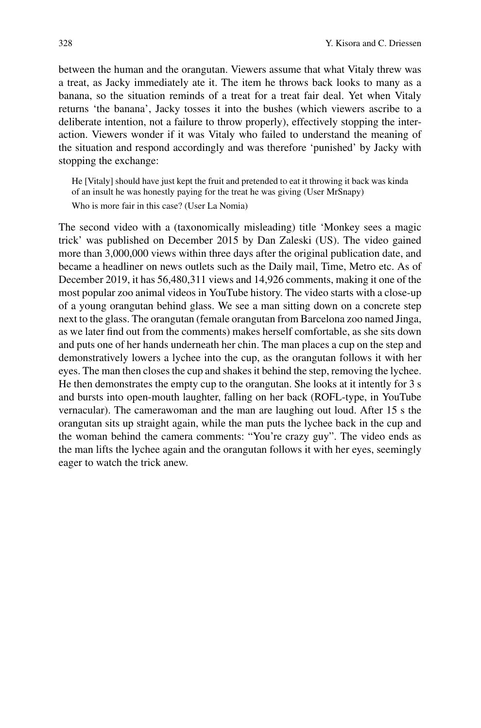between the human and the orangutan. Viewers assume that what Vitaly threw was a treat, as Jacky immediately ate it. The item he throws back looks to many as a banana, so the situation reminds of a treat for a treat fair deal. Yet when Vitaly returns 'the banana', Jacky tosses it into the bushes (which viewers ascribe to a deliberate intention, not a failure to throw properly), effectively stopping the interaction. Viewers wonder if it was Vitaly who failed to understand the meaning of the situation and respond accordingly and was therefore 'punished' by Jacky with stopping the exchange:

> He [Vitaly] should have just kept the fruit and pretended to eat it throwing it back was kinda of an insult he was honestly paying for the treat he was giving (User MrSnapy)
>
> Who is more fair in this case? (User La Nomia)

The second video with a (taxonomically misleading) title 'Monkey sees a magic trick' was published on December 2015 by Dan Zaleski (US). The video gained more than 3,000,000 views within three days after the original publication date, and became a headliner on news outlets such as the Daily mail, Time, Metro etc. As of December 2019, it has 56,480,311 views and 14,926 comments, making it one of the most popular zoo animal videos in YouTube history. The video starts with a close-up of a young orangutan behind glass. We see a man sitting down on a concrete step next to the glass. The orangutan (female orangutan from Barcelona zoo named Jinga, as we later find out from the comments) makes herself comfortable, as she sits down and puts one of her hands underneath her chin. The man places a cup on the step and demonstratively lowers a lychee into the cup, as the orangutan follows it with her eyes. The man then closes the cup and shakes it behind the step, removing the lychee. He then demonstrates the empty cup to the orangutan. She looks at it intently for 3 s and bursts into open-mouth laughter, falling on her back (ROFL-type, in YouTube vernacular). The camerawoman and the man are laughing out loud. After 15 s the orangutan sits up straight again, while the man puts the lychee back in the cup and the woman behind the camera comments: "You're crazy guy". The video ends as the man lifts the lychee again and the orangutan follows it with her eyes, seemingly eager to watch the trick anew.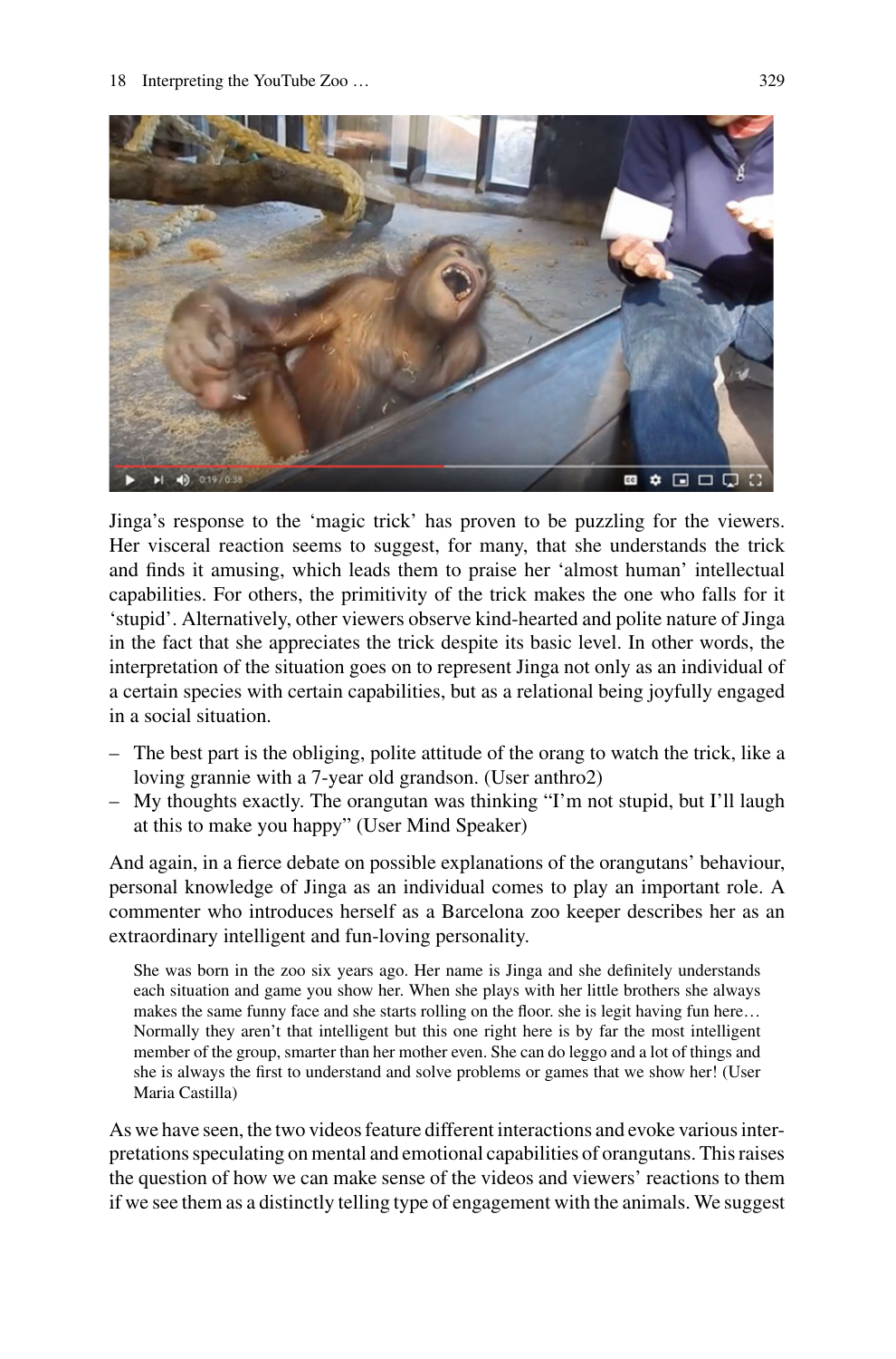Jinga's response to the 'magic trick' has proven to be puzzling for the viewers. Her visceral reaction seems to suggest, for many, that she understands the trick and finds it amusing, which leads them to praise her 'almost human' intellectual capabilities. For others, the primitivity of the trick makes the one who falls for it 'stupid'. Alternatively, other viewers observe kind-hearted and polite nature of Jinga in the fact that she appreciates the trick despite its basic level. In other words, the interpretation of the situation goes on to represent Jinga not only as an individual of a certain species with certain capabilities, but as a relational being joyfully engaged in a social situation.

- The best part is the obliging, polite attitude of the orang to watch the trick, like a loving grannie with a 7-year old grandson. (User anthro2)
- My thoughts exactly. The orangutan was thinking "I'm not stupid, but I'll laugh at this to make you happy" (User Mind Speaker)

And again, in a fierce debate on possible explanations of the orangutans' behaviour, personal knowledge of Jinga as an individual comes to play an important role. A commenter who introduces herself as a Barcelona zoo keeper describes her as an extraordinary intelligent and fun-loving personality.

> She was born in the zoo six years ago. Her name is Jinga and she definitely understands each situation and game you show her. When she plays with her little brothers she always makes the same funny face and she starts rolling on the floor. she is legit having fun here… Normally they aren't that intelligent but this one right here is by far the most intelligent member of the group, smarter than her mother even. She can do leggo and a lot of things and she is always the first to understand and solve problems or games that we show her! (User Maria Castilla)

As we have seen, the two videos feature different interactions and evoke various interpretations speculating on mental and emotional capabilities of orangutans. This raises the question of how we can make sense of the videos and viewers' reactions to them if we see them as a distinctly telling type of engagement with the animals. We suggest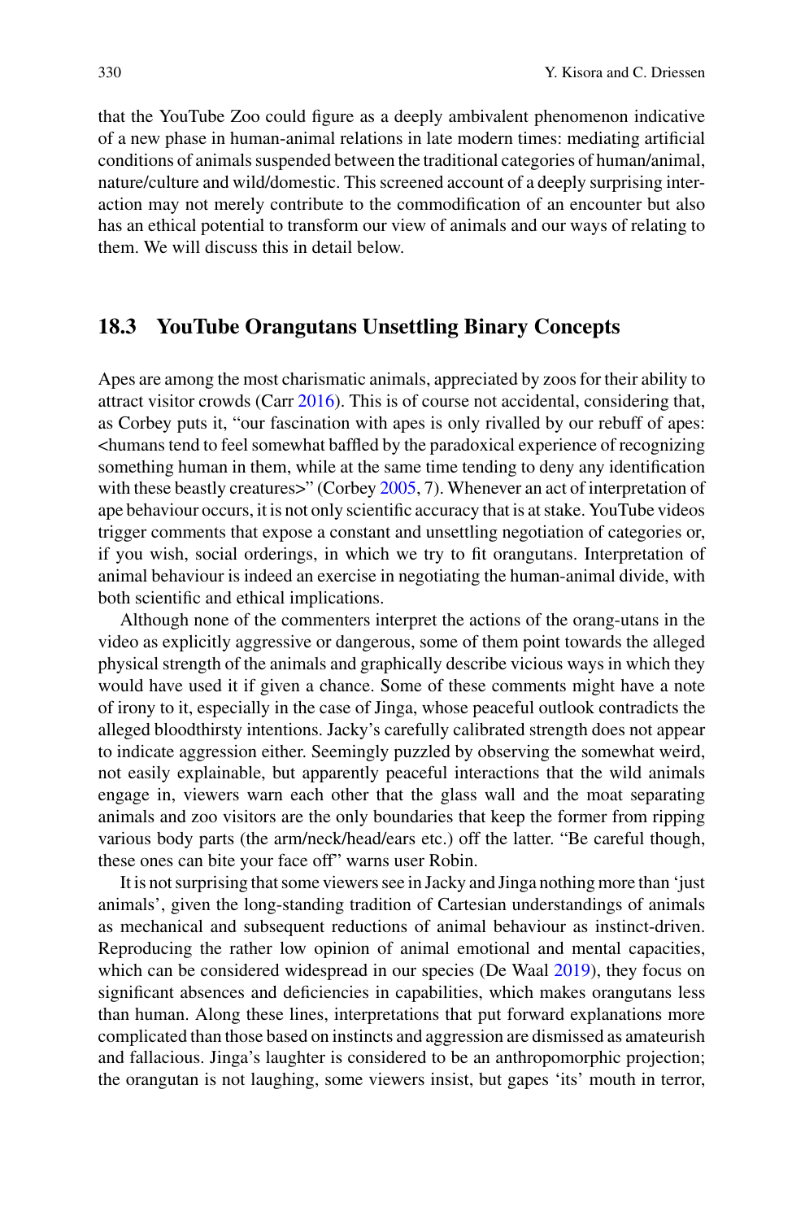that the YouTube Zoo could figure as a deeply ambivalent phenomenon indicative of a new phase in human-animal relations in late modern times: mediating artificial conditions of animals suspended between the traditional categories of human/animal, nature/culture and wild/domestic. This screened account of a deeply surprising interaction may not merely contribute to the commodification of an encounter but also has an ethical potential to transform our view of animals and our ways of relating to them. We will discuss this in detail below.

## 18.3 YouTube Orangutans Unsettling Binary Concepts

Apes are among the most charismatic animals, appreciated by zoos for their ability to attract visitor crowds (Carr 2016). This is of course not accidental, considering that, as Corbey puts it, "our fascination with apes is only rivalled by our rebuff of apes: <humans tend to feel somewhat baffled by the paradoxical experience of recognizing something human in them, while at the same time tending to deny any identification with these beastly creatures>" (Corbey 2005, 7). Whenever an act of interpretation of ape behaviour occurs, it is not only scientific accuracy that is at stake. YouTube videos trigger comments that expose a constant and unsettling negotiation of categories or, if you wish, social orderings, in which we try to fit orangutans. Interpretation of animal behaviour is indeed an exercise in negotiating the human-animal divide, with both scientific and ethical implications.

Although none of the commenters interpret the actions of the orang-utans in the video as explicitly aggressive or dangerous, some of them point towards the alleged physical strength of the animals and graphically describe vicious ways in which they would have used it if given a chance. Some of these comments might have a note of irony to it, especially in the case of Jinga, whose peaceful outlook contradicts the alleged bloodthirsty intentions. Jacky's carefully calibrated strength does not appear to indicate aggression either. Seemingly puzzled by observing the somewhat weird, not easily explainable, but apparently peaceful interactions that the wild animals engage in, viewers warn each other that the glass wall and the moat separating animals and zoo visitors are the only boundaries that keep the former from ripping various body parts (the arm/neck/head/ears etc.) off the latter. "Be careful though, these ones can bite your face off" warns user Robin.

It is not surprising that some viewers see in Jacky and Jinga nothing more than 'just animals', given the long-standing tradition of Cartesian understandings of animals as mechanical and subsequent reductions of animal behaviour as instinct-driven. Reproducing the rather low opinion of animal emotional and mental capacities, which can be considered widespread in our species (De Waal 2019), they focus on significant absences and deficiencies in capabilities, which makes orangutans less than human. Along these lines, interpretations that put forward explanations more complicated than those based on instincts and aggression are dismissed as amateurish and fallacious. Jinga's laughter is considered to be an anthropomorphic projection; the orangutan is not laughing, some viewers insist, but gapes 'its' mouth in terror,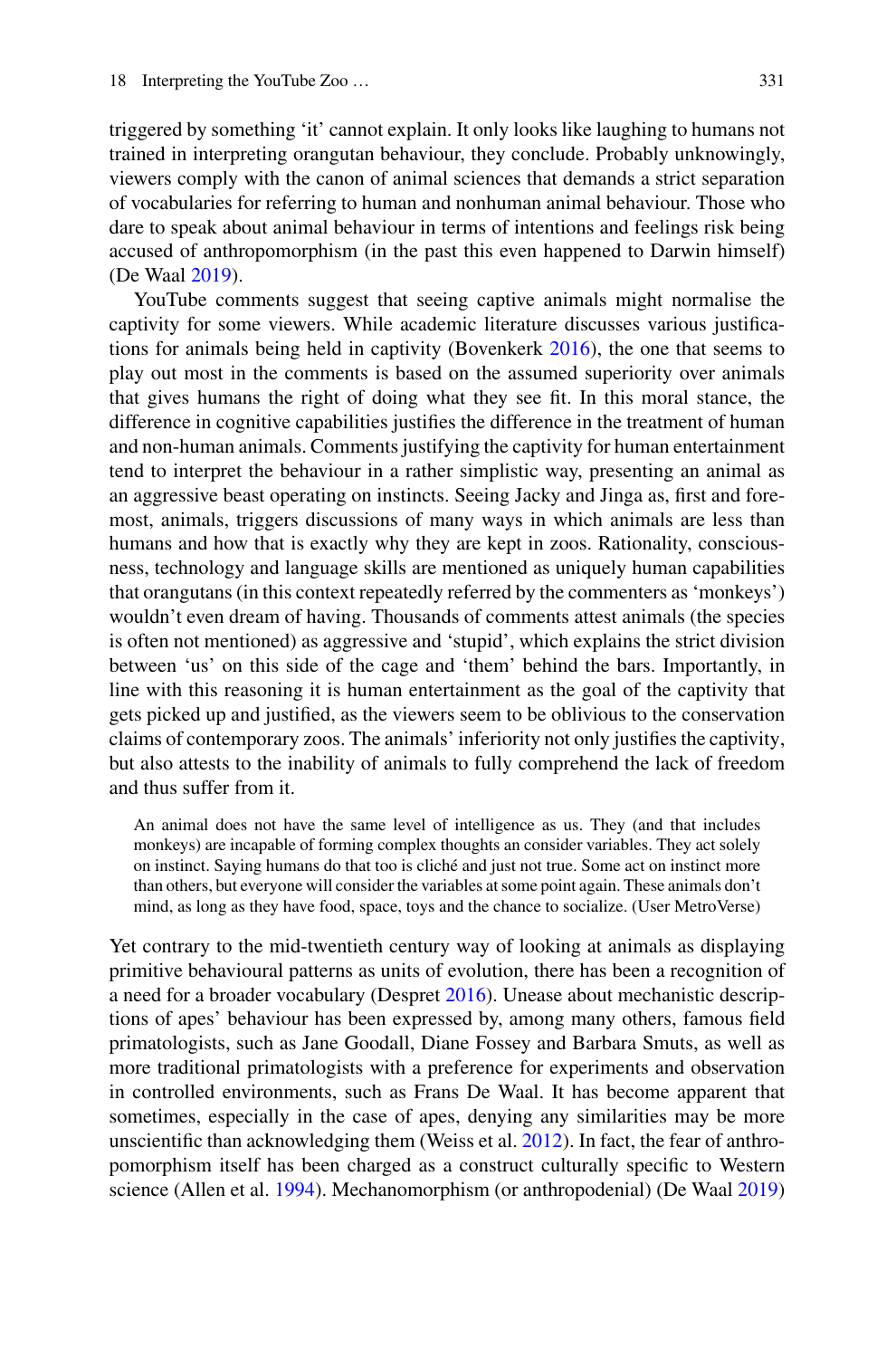triggered by something 'it' cannot explain. It only looks like laughing to humans not trained in interpreting orangutan behaviour, they conclude. Probably unknowingly, viewers comply with the canon of animal sciences that demands a strict separation of vocabularies for referring to human and nonhuman animal behaviour. Those who dare to speak about animal behaviour in terms of intentions and feelings risk being accused of anthropomorphism (in the past this even happened to Darwin himself) (De Waal 2019).

YouTube comments suggest that seeing captive animals might normalise the captivity for some viewers. While academic literature discusses various justifications for animals being held in captivity (Bovenkerk 2016), the one that seems to play out most in the comments is based on the assumed superiority over animals that gives humans the right of doing what they see fit. In this moral stance, the difference in cognitive capabilities justifies the difference in the treatment of human and non-human animals. Comments justifying the captivity for human entertainment tend to interpret the behaviour in a rather simplistic way, presenting an animal as an aggressive beast operating on instincts. Seeing Jacky and Jinga as, first and foremost, animals, triggers discussions of many ways in which animals are less than humans and how that is exactly why they are kept in zoos. Rationality, consciousness, technology and language skills are mentioned as uniquely human capabilities that orangutans (in this context repeatedly referred by the commenters as 'monkeys') wouldn't even dream of having. Thousands of comments attest animals (the species is often not mentioned) as aggressive and 'stupid', which explains the strict division between 'us' on this side of the cage and 'them' behind the bars. Importantly, in line with this reasoning it is human entertainment as the goal of the captivity that gets picked up and justified, as the viewers seem to be oblivious to the conservation claims of contemporary zoos. The animals' inferiority not only justifies the captivity, but also attests to the inability of animals to fully comprehend the lack of freedom and thus suffer from it.

> An animal does not have the same level of intelligence as us. They (and that includes monkeys) are incapable of forming complex thoughts an consider variables. They act solely on instinct. Saying humans do that too is cliché and just not true. Some act on instinct more than others, but everyone will consider the variables at some point again. These animals don't mind, as long as they have food, space, toys and the chance to socialize. (User MetroVerse)

Yet contrary to the mid-twentieth century way of looking at animals as displaying primitive behavioural patterns as units of evolution, there has been a recognition of a need for a broader vocabulary (Despret 2016). Unease about mechanistic descriptions of apes' behaviour has been expressed by, among many others, famous field primatologists, such as Jane Goodall, Diane Fossey and Barbara Smuts, as well as more traditional primatologists with a preference for experiments and observation in controlled environments, such as Frans De Waal. It has become apparent that sometimes, especially in the case of apes, denying any similarities may be more unscientific than acknowledging them (Weiss et al. 2012). In fact, the fear of anthropomorphism itself has been charged as a construct culturally specific to Western science (Allen et al. 1994). Mechanomorphism (or anthropodenial) (De Waal 2019)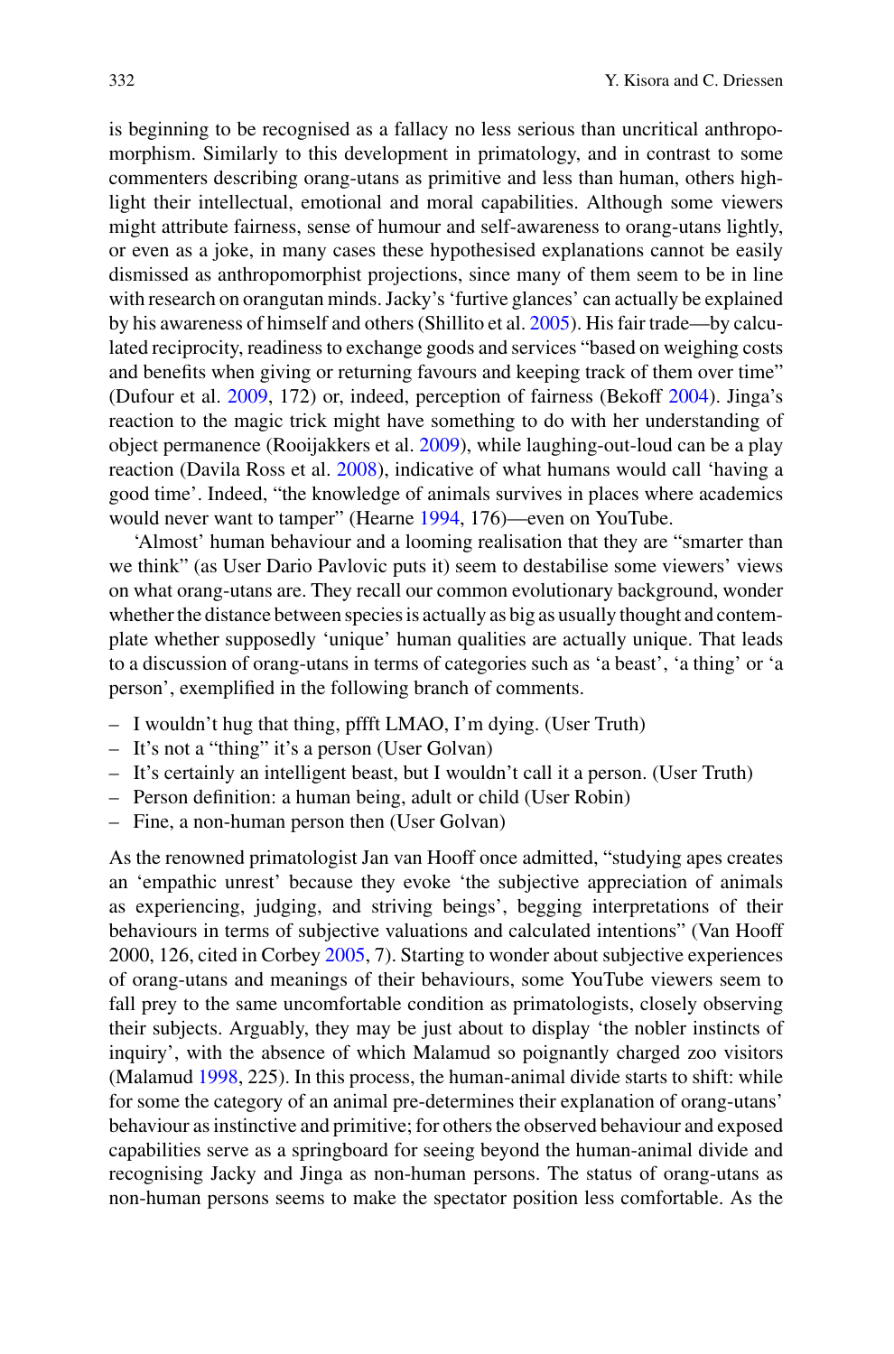is beginning to be recognised as a fallacy no less serious than uncritical anthropomorphism. Similarly to this development in primatology, and in contrast to some commenters describing orang-utans as primitive and less than human, others highlight their intellectual, emotional and moral capabilities. Although some viewers might attribute fairness, sense of humour and self-awareness to orang-utans lightly, or even as a joke, in many cases these hypothesised explanations cannot be easily dismissed as anthropomorphist projections, since many of them seem to be in line with research on orangutan minds. Jacky's 'furtive glances' can actually be explained by his awareness of himself and others (Shillito et al. 2005). His fair trade—by calculated reciprocity, readiness to exchange goods and services "based on weighing costs and benefits when giving or returning favours and keeping track of them over time" (Dufour et al. 2009, 172) or, indeed, perception of fairness (Bekoff 2004). Jinga's reaction to the magic trick might have something to do with her understanding of object permanence (Rooijakkers et al. 2009), while laughing-out-loud can be a play reaction (Davila Ross et al. 2008), indicative of what humans would call 'having a good time'. Indeed, "the knowledge of animals survives in places where academics would never want to tamper" (Hearne 1994, 176)—even on YouTube.

'Almost' human behaviour and a looming realisation that they are "smarter than we think" (as User Dario Pavlovic puts it) seem to destabilise some viewers' views on what orang-utans are. They recall our common evolutionary background, wonder whether the distance between species is actually as big as usually thought and contemplate whether supposedly 'unique' human qualities are actually unique. That leads to a discussion of orang-utans in terms of categories such as 'a beast', 'a thing' or 'a person', exemplified in the following branch of comments.

- I wouldn't hug that thing, pffft LMAO, I'm dying. (User Truth)
- It's not a "thing" it's a person (User Golvan)
- It's certainly an intelligent beast, but I wouldn't call it a person. (User Truth)
- Person definition: a human being, adult or child (User Robin)
- Fine, a non-human person then (User Golvan)

As the renowned primatologist Jan van Hooff once admitted, "studying apes creates an 'empathic unrest' because they evoke 'the subjective appreciation of animals as experiencing, judging, and striving beings', begging interpretations of their behaviours in terms of subjective valuations and calculated intentions" (Van Hooff 2000, 126, cited in Corbey 2005, 7). Starting to wonder about subjective experiences of orang-utans and meanings of their behaviours, some YouTube viewers seem to fall prey to the same uncomfortable condition as primatologists, closely observing their subjects. Arguably, they may be just about to display 'the nobler instincts of inquiry', with the absence of which Malamud so poignantly charged zoo visitors (Malamud 1998, 225). In this process, the human-animal divide starts to shift: while for some the category of an animal pre-determines their explanation of orang-utans' behaviour as instinctive and primitive; for others the observed behaviour and exposed capabilities serve as a springboard for seeing beyond the human-animal divide and recognising Jacky and Jinga as non-human persons. The status of orang-utans as non-human persons seems to make the spectator position less comfortable. As the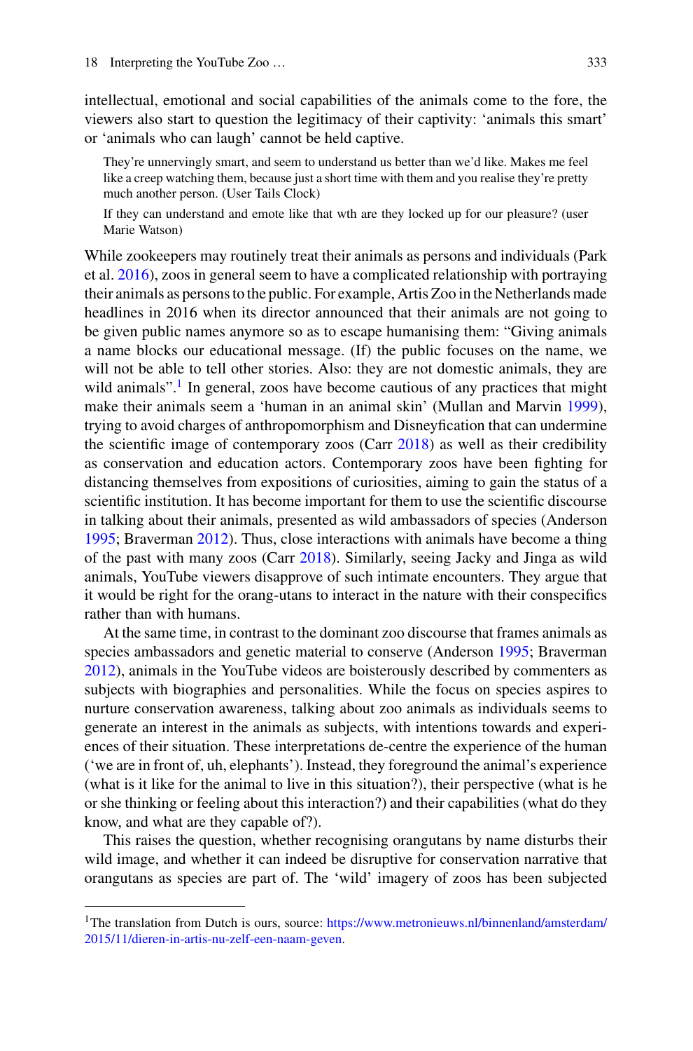intellectual, emotional and social capabilities of the animals come to the fore, the viewers also start to question the legitimacy of their captivity: 'animals this smart' or 'animals who can laugh' cannot be held captive.

> They're unnervingly smart, and seem to understand us better than we'd like. Makes me feel like a creep watching them, because just a short time with them and you realise they're pretty much another person. (User Tails Clock)

> If they can understand and emote like that wth are they locked up for our pleasure? (user Marie Watson)

While zookeepers may routinely treat their animals as persons and individuals (Park et al. 2016), zoos in general seem to have a complicated relationship with portraying their animals as persons to the public. For example, Artis Zoo in the Netherlands made headlines in 2016 when its director announced that their animals are not going to be given public names anymore so as to escape humanising them: "Giving animals a name blocks our educational message. (If) the public focuses on the name, we will not be able to tell other stories. Also: they are not domestic animals, they are wild animals".[1] In general, zoos have become cautious of any practices that might make their animals seem a 'human in an animal skin' (Mullan and Marvin 1999), trying to avoid charges of anthropomorphism and Disneyfication that can undermine the scientific image of contemporary zoos (Carr 2018) as well as their credibility as conservation and education actors. Contemporary zoos have been fighting for distancing themselves from expositions of curiosities, aiming to gain the status of a scientific institution. It has become important for them to use the scientific discourse in talking about their animals, presented as wild ambassadors of species (Anderson 1995; Braverman 2012). Thus, close interactions with animals have become a thing of the past with many zoos (Carr 2018). Similarly, seeing Jacky and Jinga as wild animals, YouTube viewers disapprove of such intimate encounters. They argue that it would be right for the orang-utans to interact in the nature with their conspecifics rather than with humans.

At the same time, in contrast to the dominant zoo discourse that frames animals as species ambassadors and genetic material to conserve (Anderson 1995; Braverman 2012), animals in the YouTube videos are boisterously described by commenters as subjects with biographies and personalities. While the focus on species aspires to nurture conservation awareness, talking about zoo animals as individuals seems to generate an interest in the animals as subjects, with intentions towards and experiences of their situation. These interpretations de-centre the experience of the human ('we are in front of, uh, elephants'). Instead, they foreground the animal's experience (what is it like for the animal to live in this situation?), their perspective (what is he or she thinking or feeling about this interaction?) and their capabilities (what do they know, and what are they capable of?).

This raises the question, whether recognising orangutans by name disturbs their wild image, and whether it can indeed be disruptive for conservation narrative that orangutans as species are part of. The 'wild' imagery of zoos has been subjected

---

[1] The translation from Dutch is ours, source: https://www.metronieuws.nl/binnenland/amsterdam/2015/11/dieren-in-artis-nu-zelf-een-naam-geven.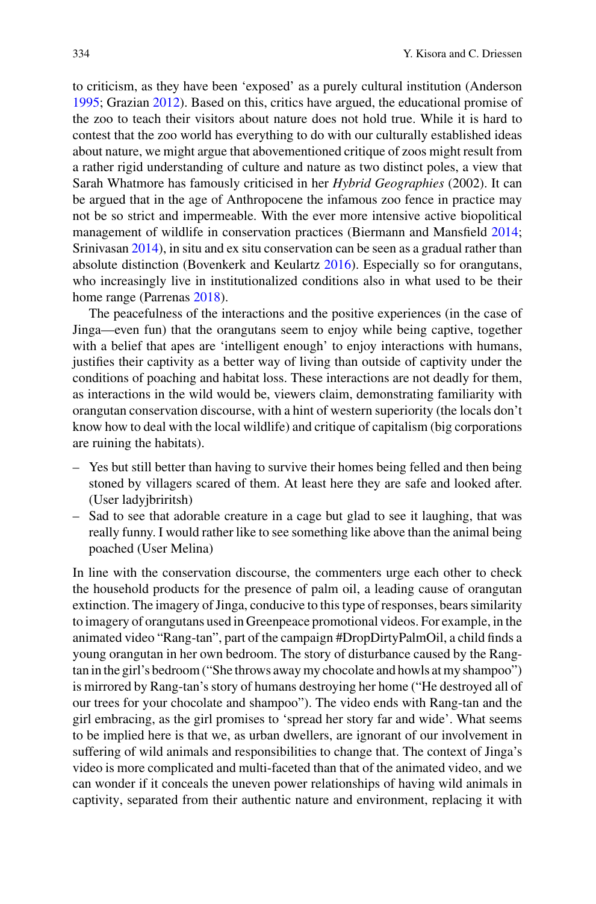to criticism, as they have been 'exposed' as a purely cultural institution (Anderson 1995; Grazian 2012). Based on this, critics have argued, the educational promise of the zoo to teach their visitors about nature does not hold true. While it is hard to contest that the zoo world has everything to do with our culturally established ideas about nature, we might argue that abovementioned critique of zoos might result from a rather rigid understanding of culture and nature as two distinct poles, a view that Sarah Whatmore has famously criticised in her *Hybrid Geographies* (2002). It can be argued that in the age of Anthropocene the infamous zoo fence in practice may not be so strict and impermeable. With the ever more intensive active biopolitical management of wildlife in conservation practices (Biermann and Mansfield 2014; Srinivasan 2014), in situ and ex situ conservation can be seen as a gradual rather than absolute distinction (Bovenkerk and Keulartz 2016). Especially so for orangutans, who increasingly live in institutionalized conditions also in what used to be their home range (Parrenas 2018).

The peacefulness of the interactions and the positive experiences (in the case of Jinga—even fun) that the orangutans seem to enjoy while being captive, together with a belief that apes are 'intelligent enough' to enjoy interactions with humans, justifies their captivity as a better way of living than outside of captivity under the conditions of poaching and habitat loss. These interactions are not deadly for them, as interactions in the wild would be, viewers claim, demonstrating familiarity with orangutan conservation discourse, with a hint of western superiority (the locals don't know how to deal with the local wildlife) and critique of capitalism (big corporations are ruining the habitats).

- Yes but still better than having to survive their homes being felled and then being stoned by villagers scared of them. At least here they are safe and looked after. (User ladyjbriritsh)
- Sad to see that adorable creature in a cage but glad to see it laughing, that was really funny. I would rather like to see something like above than the animal being poached (User Melina)

In line with the conservation discourse, the commenters urge each other to check the household products for the presence of palm oil, a leading cause of orangutan extinction. The imagery of Jinga, conducive to this type of responses, bears similarity to imagery of orangutans used in Greenpeace promotional videos. For example, in the animated video "Rang-tan", part of the campaign #DropDirtyPalmOil, a child finds a young orangutan in her own bedroom. The story of disturbance caused by the Rang-tan in the girl's bedroom ("She throws away my chocolate and howls at my shampoo") is mirrored by Rang-tan's story of humans destroying her home ("He destroyed all of our trees for your chocolate and shampoo"). The video ends with Rang-tan and the girl embracing, as the girl promises to 'spread her story far and wide'. What seems to be implied here is that we, as urban dwellers, are ignorant of our involvement in suffering of wild animals and responsibilities to change that. The context of Jinga's video is more complicated and multi-faceted than that of the animated video, and we can wonder if it conceals the uneven power relationships of having wild animals in captivity, separated from their authentic nature and environment, replacing it with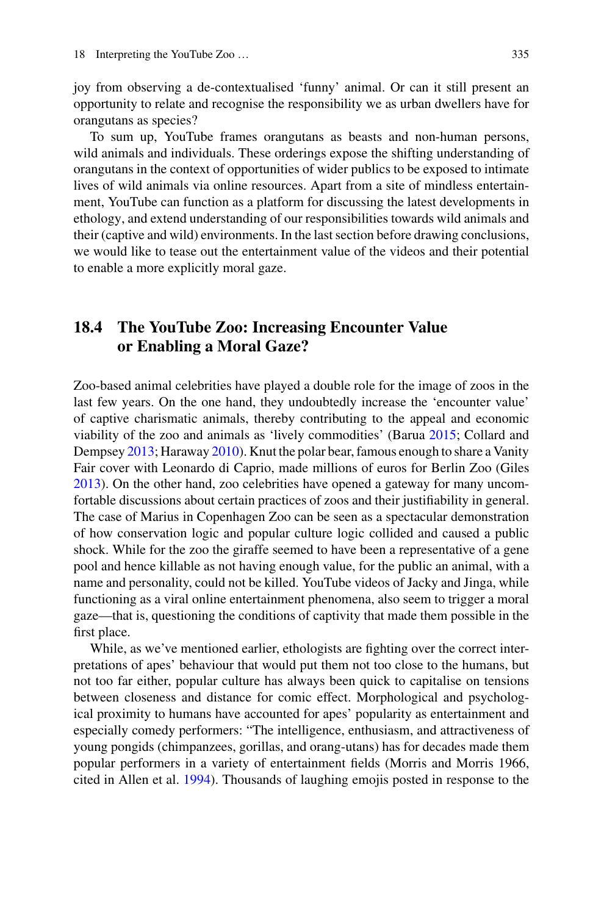joy from observing a de-contextualised 'funny' animal. Or can it still present an opportunity to relate and recognise the responsibility we as urban dwellers have for orangutans as species?

To sum up, YouTube frames orangutans as beasts and non-human persons, wild animals and individuals. These orderings expose the shifting understanding of orangutans in the context of opportunities of wider publics to be exposed to intimate lives of wild animals via online resources. Apart from a site of mindless entertainment, YouTube can function as a platform for discussing the latest developments in ethology, and extend understanding of our responsibilities towards wild animals and their (captive and wild) environments. In the last section before drawing conclusions, we would like to tease out the entertainment value of the videos and their potential to enable a more explicitly moral gaze.

## 18.4 The YouTube Zoo: Increasing Encounter Value or Enabling a Moral Gaze?

Zoo-based animal celebrities have played a double role for the image of zoos in the last few years. On the one hand, they undoubtedly increase the 'encounter value' of captive charismatic animals, thereby contributing to the appeal and economic viability of the zoo and animals as 'lively commodities' (Barua 2015; Collard and Dempsey 2013; Haraway 2010). Knut the polar bear, famous enough to share a Vanity Fair cover with Leonardo di Caprio, made millions of euros for Berlin Zoo (Giles 2013). On the other hand, zoo celebrities have opened a gateway for many uncomfortable discussions about certain practices of zoos and their justifiability in general. The case of Marius in Copenhagen Zoo can be seen as a spectacular demonstration of how conservation logic and popular culture logic collided and caused a public shock. While for the zoo the giraffe seemed to have been a representative of a gene pool and hence killable as not having enough value, for the public an animal, with a name and personality, could not be killed. YouTube videos of Jacky and Jinga, while functioning as a viral online entertainment phenomena, also seem to trigger a moral gaze—that is, questioning the conditions of captivity that made them possible in the first place.

While, as we've mentioned earlier, ethologists are fighting over the correct interpretations of apes' behaviour that would put them not too close to the humans, but not too far either, popular culture has always been quick to capitalise on tensions between closeness and distance for comic effect. Morphological and psychological proximity to humans have accounted for apes' popularity as entertainment and especially comedy performers: "The intelligence, enthusiasm, and attractiveness of young pongids (chimpanzees, gorillas, and orang-utans) has for decades made them popular performers in a variety of entertainment fields (Morris and Morris 1966, cited in Allen et al. 1994). Thousands of laughing emojis posted in response to the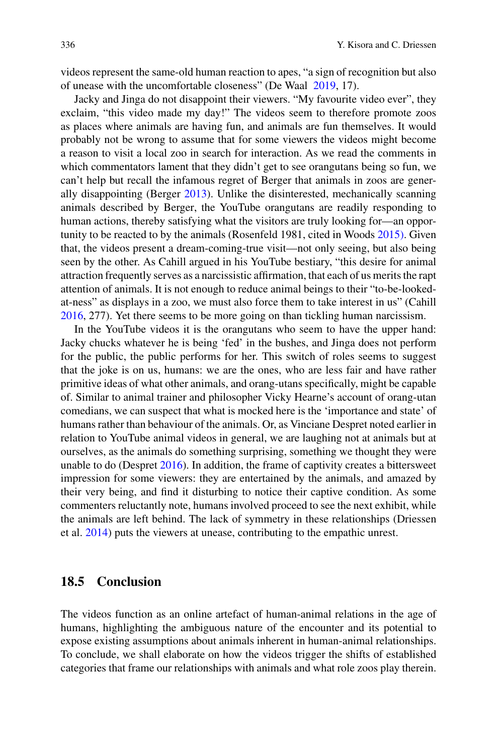videos represent the same-old human reaction to apes, "a sign of recognition but also of unease with the uncomfortable closeness" (De Waal 2019, 17).

Jacky and Jinga do not disappoint their viewers. "My favourite video ever", they exclaim, "this video made my day!" The videos seem to therefore promote zoos as places where animals are having fun, and animals are fun themselves. It would probably not be wrong to assume that for some viewers the videos might become a reason to visit a local zoo in search for interaction. As we read the comments in which commentators lament that they didn't get to see orangutans being so fun, we can't help but recall the infamous regret of Berger that animals in zoos are generally disappointing (Berger 2013). Unlike the disinterested, mechanically scanning animals described by Berger, the YouTube orangutans are readily responding to human actions, thereby satisfying what the visitors are truly looking for—an opportunity to be reacted to by the animals (Rosenfeld 1981, cited in Woods 2015). Given that, the videos present a dream-coming-true visit—not only seeing, but also being seen by the other. As Cahill argued in his YouTube bestiary, "this desire for animal attraction frequently serves as a narcissistic affirmation, that each of us merits the rapt attention of animals. It is not enough to reduce animal beings to their "to-be-looked-at-ness" as displays in a zoo, we must also force them to take interest in us" (Cahill 2016, 277). Yet there seems to be more going on than tickling human narcissism.

In the YouTube videos it is the orangutans who seem to have the upper hand: Jacky chucks whatever he is being 'fed' in the bushes, and Jinga does not perform for the public, the public performs for her. This switch of roles seems to suggest that the joke is on us, humans: we are the ones, who are less fair and have rather primitive ideas of what other animals, and orang-utans specifically, might be capable of. Similar to animal trainer and philosopher Vicky Hearne's account of orang-utan comedians, we can suspect that what is mocked here is the 'importance and state' of humans rather than behaviour of the animals. Or, as Vinciane Despret noted earlier in relation to YouTube animal videos in general, we are laughing not at animals but at ourselves, as the animals do something surprising, something we thought they were unable to do (Despret 2016). In addition, the frame of captivity creates a bittersweet impression for some viewers: they are entertained by the animals, and amazed by their very being, and find it disturbing to notice their captive condition. As some commenters reluctantly note, humans involved proceed to see the next exhibit, while the animals are left behind. The lack of symmetry in these relationships (Driessen et al. 2014) puts the viewers at unease, contributing to the empathic unrest.

## 18.5 Conclusion

The videos function as an online artefact of human-animal relations in the age of humans, highlighting the ambiguous nature of the encounter and its potential to expose existing assumptions about animals inherent in human-animal relationships. To conclude, we shall elaborate on how the videos trigger the shifts of established categories that frame our relationships with animals and what role zoos play therein.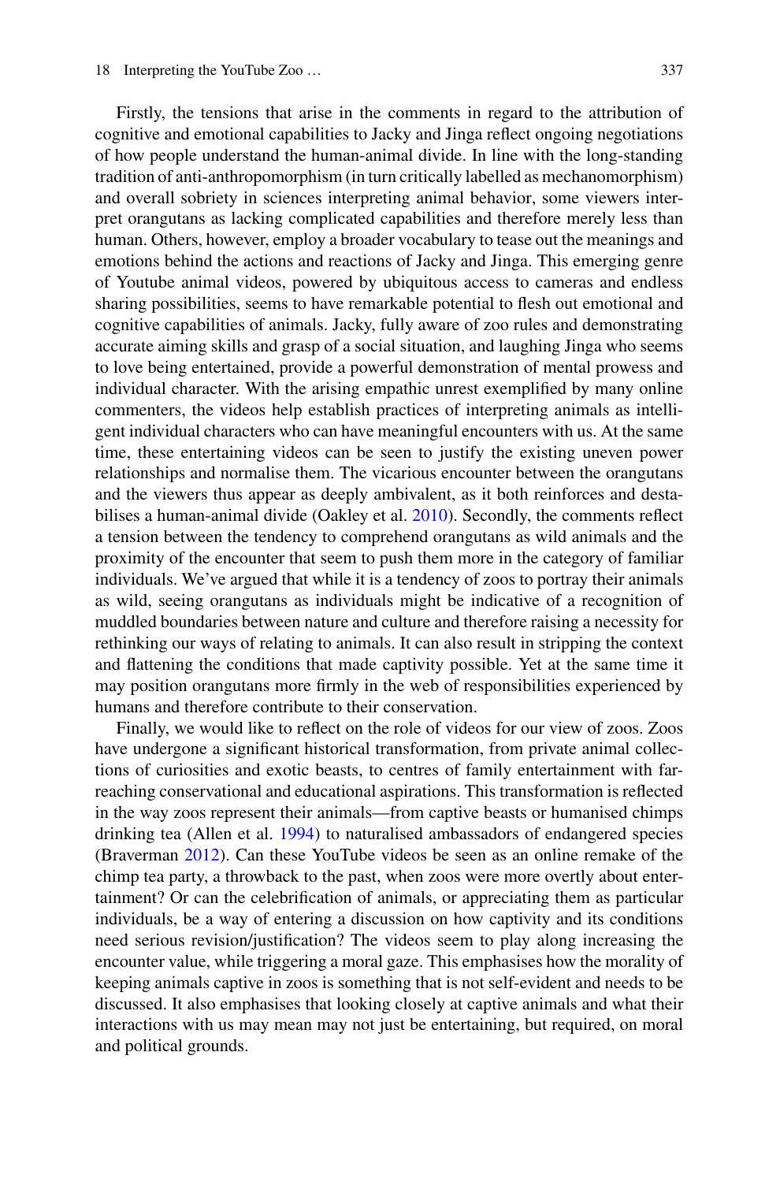Firstly, the tensions that arise in the comments in regard to the attribution of cognitive and emotional capabilities to Jacky and Jinga reflect ongoing negotiations of how people understand the human-animal divide. In line with the long-standing tradition of anti-anthropomorphism (in turn critically labelled as mechanomorphism) and overall sobriety in sciences interpreting animal behavior, some viewers interpret orangutans as lacking complicated capabilities and therefore merely less than human. Others, however, employ a broader vocabulary to tease out the meanings and emotions behind the actions and reactions of Jacky and Jinga. This emerging genre of Youtube animal videos, powered by ubiquitous access to cameras and endless sharing possibilities, seems to have remarkable potential to flesh out emotional and cognitive capabilities of animals. Jacky, fully aware of zoo rules and demonstrating accurate aiming skills and grasp of a social situation, and laughing Jinga who seems to love being entertained, provide a powerful demonstration of mental prowess and individual character. With the arising empathic unrest exemplified by many online commenters, the videos help establish practices of interpreting animals as intelligent individual characters who can have meaningful encounters with us. At the same time, these entertaining videos can be seen to justify the existing uneven power relationships and normalise them. The vicarious encounter between the orangutans and the viewers thus appear as deeply ambivalent, as it both reinforces and destabilises a human-animal divide (Oakley et al. 2010). Secondly, the comments reflect a tension between the tendency to comprehend orangutans as wild animals and the proximity of the encounter that seem to push them more in the category of familiar individuals. We've argued that while it is a tendency of zoos to portray their animals as wild, seeing orangutans as individuals might be indicative of a recognition of muddled boundaries between nature and culture and therefore raising a necessity for rethinking our ways of relating to animals. It can also result in stripping the context and flattening the conditions that made captivity possible. Yet at the same time it may position orangutans more firmly in the web of responsibilities experienced by humans and therefore contribute to their conservation.

Finally, we would like to reflect on the role of videos for our view of zoos. Zoos have undergone a significant historical transformation, from private animal collections of curiosities and exotic beasts, to centres of family entertainment with far-reaching conservational and educational aspirations. This transformation is reflected in the way zoos represent their animals—from captive beasts or humanised chimps drinking tea (Allen et al. 1994) to naturalised ambassadors of endangered species (Braverman 2012). Can these YouTube videos be seen as an online remake of the chimp tea party, a throwback to the past, when zoos were more overtly about entertainment? Or can the celebrification of animals, or appreciating them as particular individuals, be a way of entering a discussion on how captivity and its conditions need serious revision/justification? The videos seem to play along increasing the encounter value, while triggering a moral gaze. This emphasises how the morality of keeping animals captive in zoos is something that is not self-evident and needs to be discussed. It also emphasises that looking closely at captive animals and what their interactions with us may mean may not just be entertaining, but required, on moral and political grounds.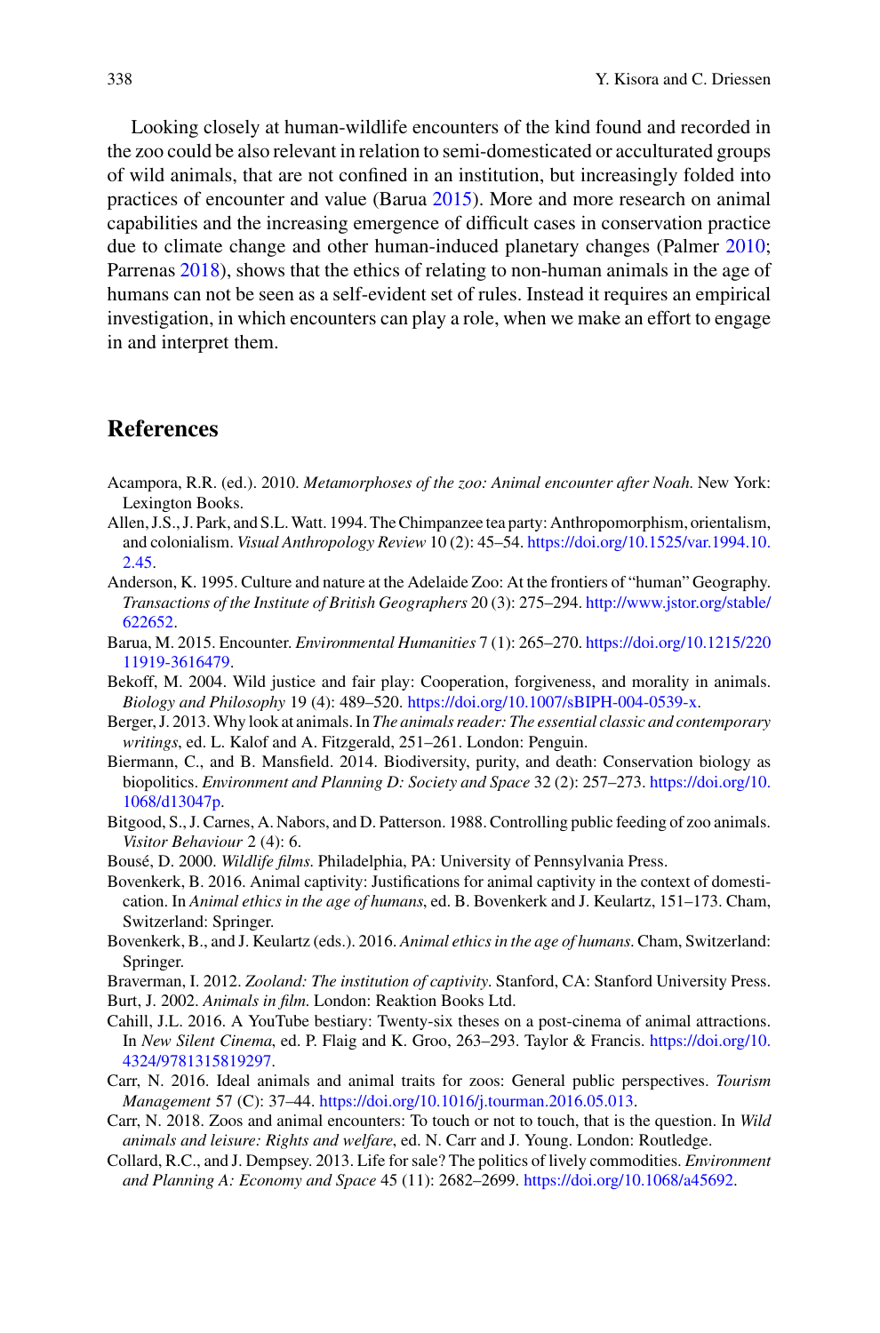Looking closely at human-wildlife encounters of the kind found and recorded in the zoo could be also relevant in relation to semi-domesticated or acculturated groups of wild animals, that are not confined in an institution, but increasingly folded into practices of encounter and value (Barua 2015). More and more research on animal capabilities and the increasing emergence of difficult cases in conservation practice due to climate change and other human-induced planetary changes (Palmer 2010; Parrenas 2018), shows that the ethics of relating to non-human animals in the age of humans can not be seen as a self-evident set of rules. Instead it requires an empirical investigation, in which encounters can play a role, when we make an effort to engage in and interpret them.

## References

Acampora, R.R. (ed.). 2010. *Metamorphoses of the zoo: Animal encounter after Noah*. New York: Lexington Books.

Allen, J.S., J. Park, and S.L. Watt. 1994. The Chimpanzee tea party: Anthropomorphism, orientalism, and colonialism. *Visual Anthropology Review* 10 (2): 45–54. https://doi.org/10.1525/var.1994.10.2.45.

Anderson, K. 1995. Culture and nature at the Adelaide Zoo: At the frontiers of "human" Geography. *Transactions of the Institute of British Geographers* 20 (3): 275–294. http://www.jstor.org/stable/622652.

Barua, M. 2015. Encounter. *Environmental Humanities* 7 (1): 265–270. https://doi.org/10.1215/22011919-3616479.

Bekoff, M. 2004. Wild justice and fair play: Cooperation, forgiveness, and morality in animals. *Biology and Philosophy* 19 (4): 489–520. https://doi.org/10.1007/sBIPH-004-0539-x.

Berger, J. 2013. Why look at animals. In *The animals reader: The essential classic and contemporary writings*, ed. L. Kalof and A. Fitzgerald, 251–261. London: Penguin.

Biermann, C., and B. Mansfield. 2014. Biodiversity, purity, and death: Conservation biology as biopolitics. *Environment and Planning D: Society and Space* 32 (2): 257–273. https://doi.org/10.1068/d13047p.

Bitgood, S., J. Carnes, A. Nabors, and D. Patterson. 1988. Controlling public feeding of zoo animals. *Visitor Behaviour* 2 (4): 6.

Bousé, D. 2000. *Wildlife films*. Philadelphia, PA: University of Pennsylvania Press.

Bovenkerk, B. 2016. Animal captivity: Justifications for animal captivity in the context of domestication. In *Animal ethics in the age of humans*, ed. B. Bovenkerk and J. Keulartz, 151–173. Cham, Switzerland: Springer.

Bovenkerk, B., and J. Keulartz (eds.). 2016. *Animal ethics in the age of humans*. Cham, Switzerland: Springer.

Braverman, I. 2012. *Zooland: The institution of captivity*. Stanford, CA: Stanford University Press.

Burt, J. 2002. *Animals in film*. London: Reaktion Books Ltd.

Cahill, J.L. 2016. A YouTube bestiary: Twenty-six theses on a post-cinema of animal attractions. In *New Silent Cinema*, ed. P. Flaig and K. Groo, 263–293. Taylor & Francis. https://doi.org/10.4324/9781315819297.

Carr, N. 2016. Ideal animals and animal traits for zoos: General public perspectives. *Tourism Management* 57 (C): 37–44. https://doi.org/10.1016/j.tourman.2016.05.013.

Carr, N. 2018. Zoos and animal encounters: To touch or not to touch, that is the question. In *Wild animals and leisure: Rights and welfare*, ed. N. Carr and J. Young. London: Routledge.

Collard, R.C., and J. Dempsey. 2013. Life for sale? The politics of lively commodities. *Environment and Planning A: Economy and Space* 45 (11): 2682–2699. https://doi.org/10.1068/a45692.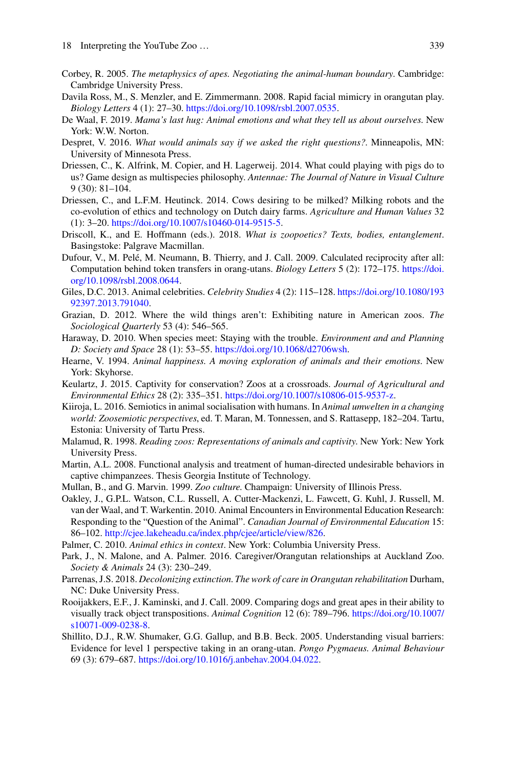Corbey, R. 2005. *The metaphysics of apes. Negotiating the animal-human boundary*. Cambridge: Cambridge University Press.

Davila Ross, M., S. Menzler, and E. Zimmermann. 2008. Rapid facial mimicry in orangutan play. *Biology Letters* 4 (1): 27–30. https://doi.org/10.1098/rsbl.2007.0535.

De Waal, F. 2019. *Mama's last hug: Animal emotions and what they tell us about ourselves*. New York: W.W. Norton.

Despret, V. 2016. *What would animals say if we asked the right questions?*. Minneapolis, MN: University of Minnesota Press.

Driessen, C., K. Alfrink, M. Copier, and H. Lagerweij. 2014. What could playing with pigs do to us? Game design as multispecies philosophy. *Antennae: The Journal of Nature in Visual Culture* 9 (30): 81–104.

Driessen, C., and L.F.M. Heutinck. 2014. Cows desiring to be milked? Milking robots and the co-evolution of ethics and technology on Dutch dairy farms. *Agriculture and Human Values* 32 (1): 3–20. https://doi.org/10.1007/s10460-014-9515-5.

Driscoll, K., and E. Hoffmann (eds.). 2018. *What is zoopoetics? Texts, bodies, entanglement*. Basingstoke: Palgrave Macmillan.

Dufour, V., M. Pelé, M. Neumann, B. Thierry, and J. Call. 2009. Calculated reciprocity after all: Computation behind token transfers in orang-utans. *Biology Letters* 5 (2): 172–175. https://doi.org/10.1098/rsbl.2008.0644.

Giles, D.C. 2013. Animal celebrities. *Celebrity Studies* 4 (2): 115–128. https://doi.org/10.1080/19392397.2013.791040.

Grazian, D. 2012. Where the wild things aren't: Exhibiting nature in American zoos. *The Sociological Quarterly* 53 (4): 546–565.

Haraway, D. 2010. When species meet: Staying with the trouble. *Environment and and Planning D: Society and Space* 28 (1): 53–55. https://doi.org/10.1068/d2706wsh.

Hearne, V. 1994. *Animal happiness. A moving exploration of animals and their emotions*. New York: Skyhorse.

Keulartz, J. 2015. Captivity for conservation? Zoos at a crossroads. *Journal of Agricultural and Environmental Ethics* 28 (2): 335–351. https://doi.org/10.1007/s10806-015-9537-z.

Kiiroja, L. 2016. Semiotics in animal socialisation with humans. In *Animal umwelten in a changing world: Zoosemiotic perspectives*, ed. T. Maran, M. Tonnessen, and S. Rattasepp, 182–204. Tartu, Estonia: University of Tartu Press.

Malamud, R. 1998. *Reading zoos: Representations of animals and captivity*. New York: New York University Press.

Martin, A.L. 2008. Functional analysis and treatment of human-directed undesirable behaviors in captive chimpanzees. Thesis Georgia Institute of Technology.

Mullan, B., and G. Marvin. 1999. *Zoo culture*. Champaign: University of Illinois Press.

Oakley, J., G.P.L. Watson, C.L. Russell, A. Cutter-Mackenzi, L. Fawcett, G. Kuhl, J. Russell, M. van der Waal, and T. Warkentin. 2010. Animal Encounters in Environmental Education Research: Responding to the "Question of the Animal". *Canadian Journal of Environmental Education* 15: 86–102. http://cjee.lakeheadu.ca/index.php/cjee/article/view/826.

Palmer, C. 2010. *Animal ethics in context*. New York: Columbia University Press.

Park, J., N. Malone, and A. Palmer. 2016. Caregiver/Orangutan relationships at Auckland Zoo. *Society & Animals* 24 (3): 230–249.

Parrenas, J.S. 2018. *Decolonizing extinction. The work of care in Orangutan rehabilitation* Durham, NC: Duke University Press.

Rooijakkers, E.F., J. Kaminski, and J. Call. 2009. Comparing dogs and great apes in their ability to visually track object transpositions. *Animal Cognition* 12 (6): 789–796. https://doi.org/10.1007/s10071-009-0238-8.

Shillito, D.J., R.W. Shumaker, G.G. Gallup, and B.B. Beck. 2005. Understanding visual barriers: Evidence for level 1 perspective taking in an orang-utan. *Pongo Pygmaeus. Animal Behaviour* 69 (3): 679–687. https://doi.org/10.1016/j.anbehav.2004.04.022.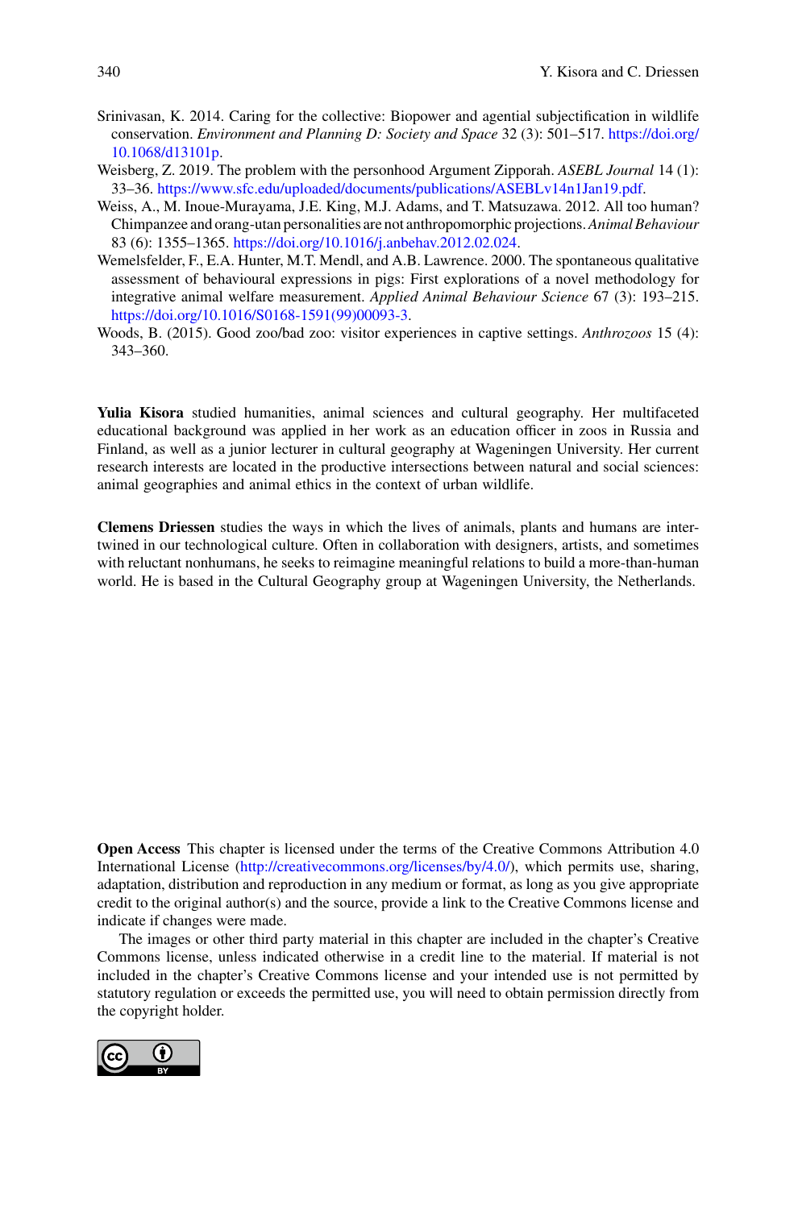Srinivasan, K. 2014. Caring for the collective: Biopower and agential subjectification in wildlife conservation. *Environment and Planning D: Society and Space* 32 (3): 501–517. https://doi.org/10.1068/d13101p.

Weisberg, Z. 2019. The problem with the personhood Argument Zipporah. *ASEBL Journal* 14 (1): 33–36. https://www.sfc.edu/uploaded/documents/publications/ASEBLv14n1Jan19.pdf.

Weiss, A., M. Inoue-Murayama, J.E. King, M.J. Adams, and T. Matsuzawa. 2012. All too human? Chimpanzee and orang-utan personalities are not anthropomorphic projections. *Animal Behaviour* 83 (6): 1355–1365. https://doi.org/10.1016/j.anbehav.2012.02.024.

Wemelsfelder, F., E.A. Hunter, M.T. Mendl, and A.B. Lawrence. 2000. The spontaneous qualitative assessment of behavioural expressions in pigs: First explorations of a novel methodology for integrative animal welfare measurement. *Applied Animal Behaviour Science* 67 (3): 193–215. https://doi.org/10.1016/S0168-1591(99)00093-3.

Woods, B. (2015). Good zoo/bad zoo: visitor experiences in captive settings. *Anthrozoos* 15 (4): 343–360.

**Yulia Kisora** studied humanities, animal sciences and cultural geography. Her multifaceted educational background was applied in her work as an education officer in zoos in Russia and Finland, as well as a junior lecturer in cultural geography at Wageningen University. Her current research interests are located in the productive intersections between natural and social sciences: animal geographies and animal ethics in the context of urban wildlife.

**Clemens Driessen** studies the ways in which the lives of animals, plants and humans are intertwined in our technological culture. Often in collaboration with designers, artists, and sometimes with reluctant nonhumans, he seeks to reimagine meaningful relations to build a more-than-human world. He is based in the Cultural Geography group at Wageningen University, the Netherlands.

**Open Access** This chapter is licensed under the terms of the Creative Commons Attribution 4.0 International License (http://creativecommons.org/licenses/by/4.0/), which permits use, sharing, adaptation, distribution and reproduction in any medium or format, as long as you give appropriate credit to the original author(s) and the source, provide a link to the Creative Commons license and indicate if changes were made.

The images or other third party material in this chapter are included in the chapter's Creative Commons license, unless indicated otherwise in a credit line to the material. If material is not included in the chapter's Creative Commons license and your intended use is not permitted by statutory regulation or exceeds the permitted use, you will need to obtain permission directly from the copyright holder.